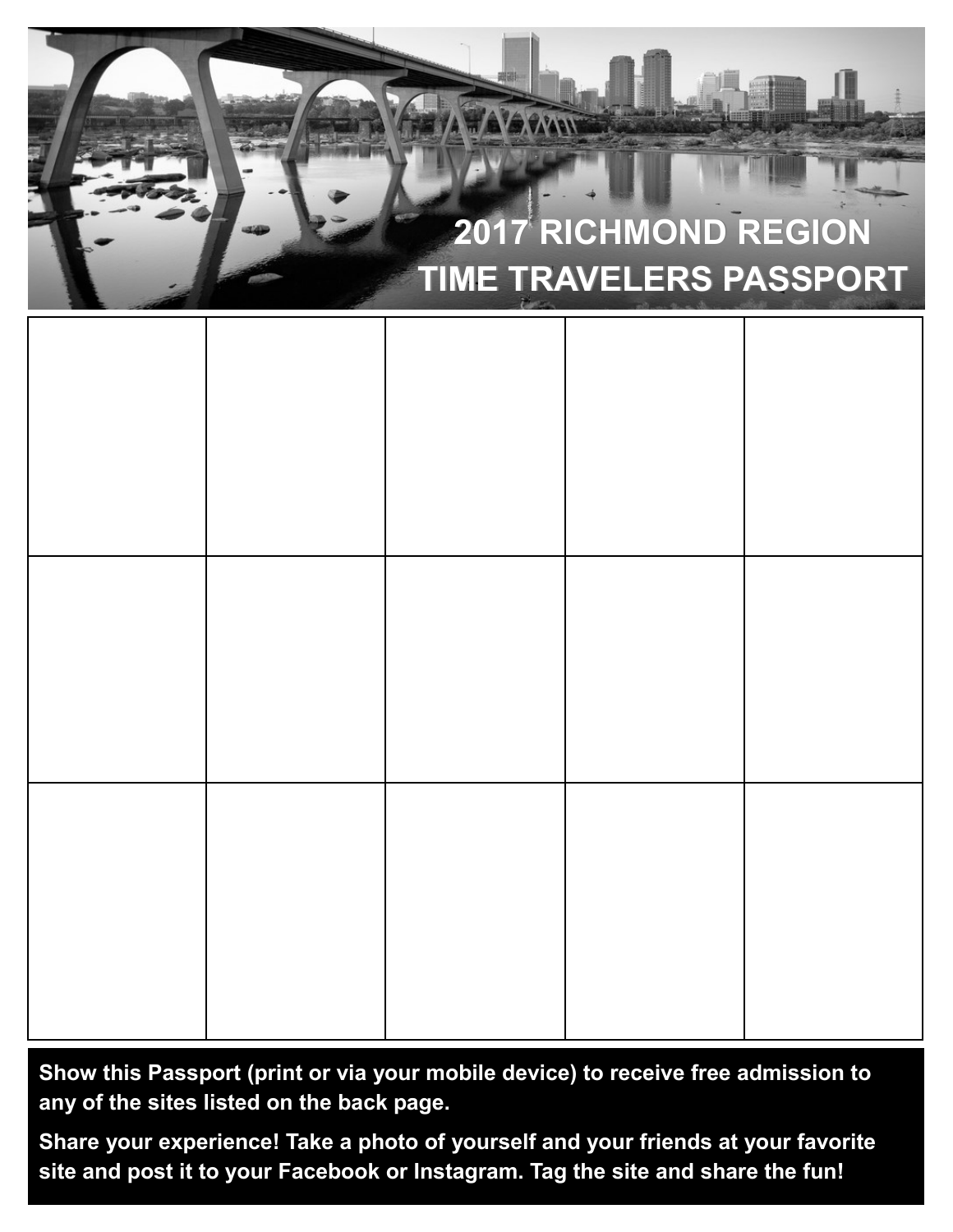# 2017 RICHMOND REGION TIME TRAVELERS PASSPORT

| | | | | |
|---|---|---|---|---|
| | | | | |
| | | | | |
| | | | | |

**Show this Passport (print or via your mobile device) to receive free admission to any of the sites listed on the back page.**

**Share your experience! Take a photo of yourself and your friends at your favorite site and post it to your Facebook or Instagram. Tag the site and share the fun!**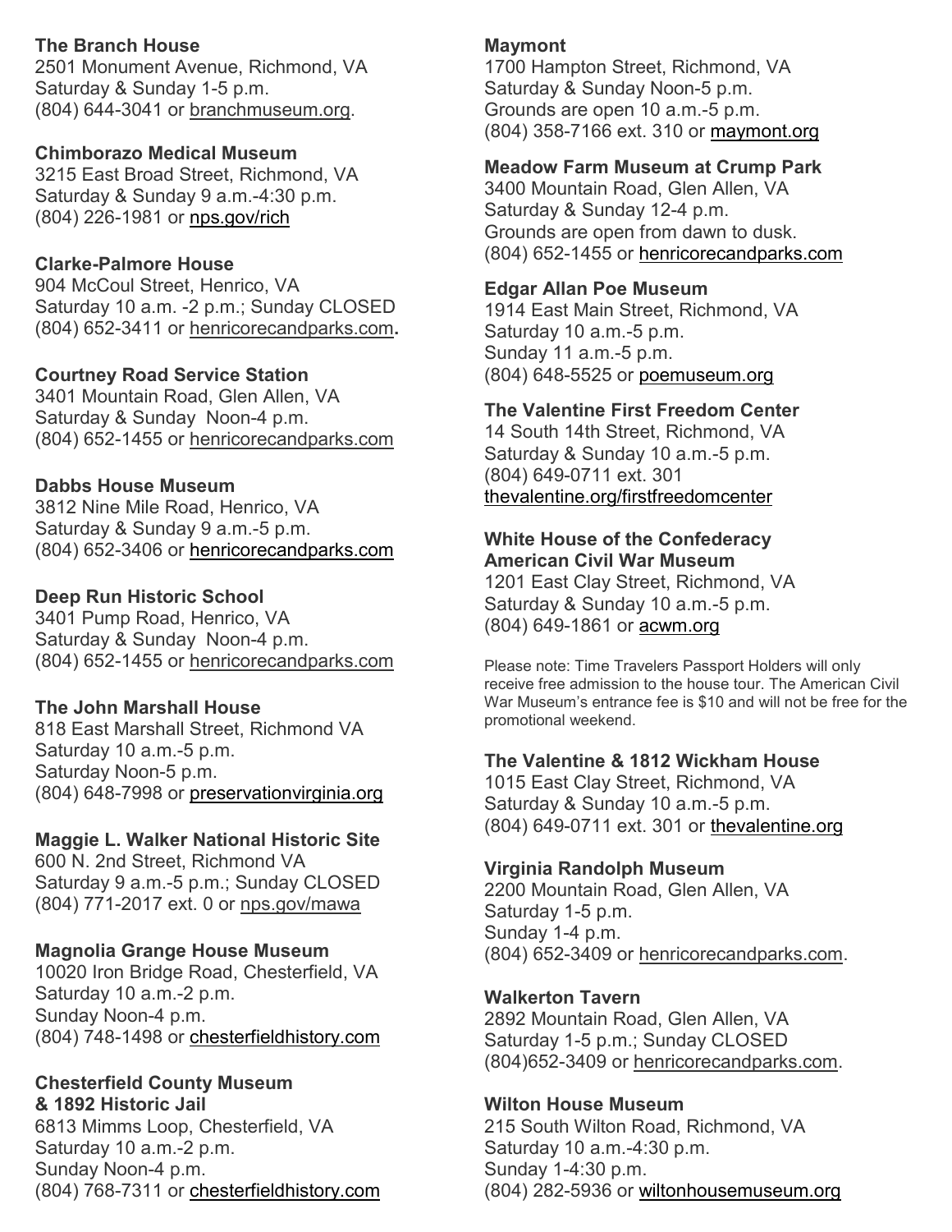**The Branch House**
2501 Monument Avenue, Richmond, VA
Saturday & Sunday 1-5 p.m.
(804) 644-3041 or branchmuseum.org.

**Chimborazo Medical Museum**
3215 East Broad Street, Richmond, VA
Saturday & Sunday 9 a.m.-4:30 p.m.
(804) 226-1981 or nps.gov/rich

**Clarke-Palmore House**
904 McCoul Street, Henrico, VA
Saturday 10 a.m. -2 p.m.; Sunday CLOSED
(804) 652-3411 or henricorecandparks.com.

**Courtney Road Service Station**
3401 Mountain Road, Glen Allen, VA
Saturday & Sunday Noon-4 p.m.
(804) 652-1455 or henricorecandparks.com

**Dabbs House Museum**
3812 Nine Mile Road, Henrico, VA
Saturday & Sunday 9 a.m.-5 p.m.
(804) 652-3406 or henricorecandparks.com

**Deep Run Historic School**
3401 Pump Road, Henrico, VA
Saturday & Sunday Noon-4 p.m.
(804) 652-1455 or henricorecandparks.com

**The John Marshall House**
818 East Marshall Street, Richmond VA
Saturday 10 a.m.-5 p.m.
Saturday Noon-5 p.m.
(804) 648-7998 or preservationvirginia.org

**Maggie L. Walker National Historic Site**
600 N. 2nd Street, Richmond VA
Saturday 9 a.m.-5 p.m.; Sunday CLOSED
(804) 771-2017 ext. 0 or nps.gov/mawa

**Magnolia Grange House Museum**
10020 Iron Bridge Road, Chesterfield, VA
Saturday 10 a.m.-2 p.m.
Sunday Noon-4 p.m.
(804) 748-1498 or chesterfieldhistory.com

**Chesterfield County Museum & 1892 Historic Jail**
6813 Mimms Loop, Chesterfield, VA
Saturday 10 a.m.-2 p.m.
Sunday Noon-4 p.m.
(804) 768-7311 or chesterfieldhistory.com

**Maymont**
1700 Hampton Street, Richmond, VA
Saturday & Sunday Noon-5 p.m.
Grounds are open 10 a.m.-5 p.m.
(804) 358-7166 ext. 310 or maymont.org

**Meadow Farm Museum at Crump Park**
3400 Mountain Road, Glen Allen, VA
Saturday & Sunday 12-4 p.m.
Grounds are open from dawn to dusk.
(804) 652-1455 or henricorecandparks.com

**Edgar Allan Poe Museum**
1914 East Main Street, Richmond, VA
Saturday 10 a.m.-5 p.m.
Sunday 11 a.m.-5 p.m.
(804) 648-5525 or poemuseum.org

**The Valentine First Freedom Center**
14 South 14th Street, Richmond, VA
Saturday & Sunday 10 a.m.-5 p.m.
(804) 649-0711 ext. 301
thevalentine.org/firstfreedomcenter

**White House of the Confederacy American Civil War Museum**
1201 East Clay Street, Richmond, VA
Saturday & Sunday 10 a.m.-5 p.m.
(804) 649-1861 or acwm.org

Please note: Time Travelers Passport Holders will only receive free admission to the house tour. The American Civil War Museum's entrance fee is $10 and will not be free for the promotional weekend.

**The Valentine & 1812 Wickham House**
1015 East Clay Street, Richmond, VA
Saturday & Sunday 10 a.m.-5 p.m.
(804) 649-0711 ext. 301 or thevalentine.org

**Virginia Randolph Museum**
2200 Mountain Road, Glen Allen, VA
Saturday 1-5 p.m.
Sunday 1-4 p.m.
(804) 652-3409 or henricorecandparks.com.

**Walkerton Tavern**
2892 Mountain Road, Glen Allen, VA
Saturday 1-5 p.m.; Sunday CLOSED
(804)652-3409 or henricorecandparks.com.

**Wilton House Museum**
215 South Wilton Road, Richmond, VA
Saturday 10 a.m.-4:30 p.m.
Sunday 1-4:30 p.m.
(804) 282-5936 or wiltonhousemuseum.org